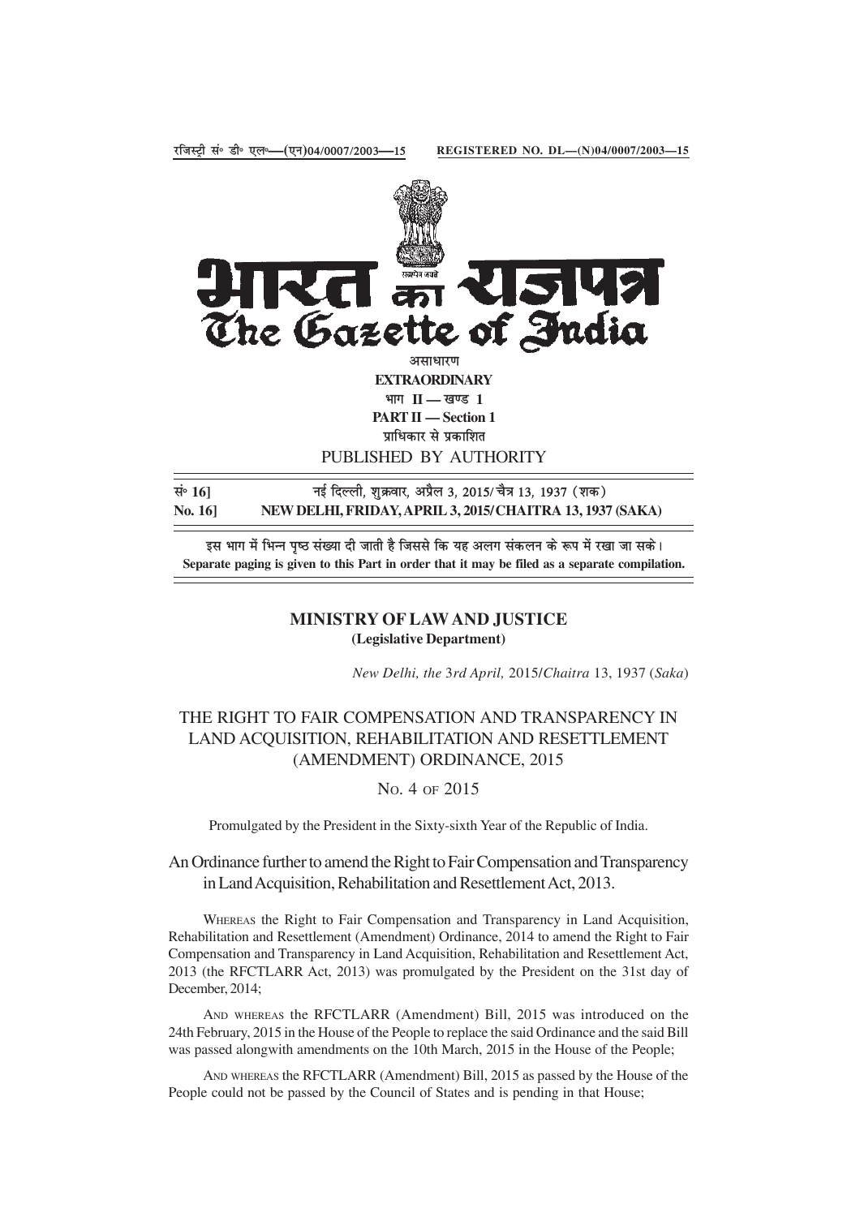रजिस्ट्री सं० डी० एल०—(एन)04/0007/2003—15 REGISTERED NO. DL—(N)04/0007/2003—15

# भारत का राजपत्र
# The Gazette of India

असाधारण

**EXTRAORDINARY**

भाग II — खण्ड 1

**PART II — Section 1**

प्राधिकार से प्रकाशित

PUBLISHED BY AUTHORITY

सं० 16] नई दिल्ली, शुक्रवार, अप्रैल 3, 2015/ चैत्र 13, 1937 (शक)

**No. 16] NEW DELHI, FRIDAY, APRIL 3, 2015/CHAITRA 13, 1937 (SAKA)**

इस भाग में भिन्न पृष्ठ संख्या दी जाती है जिससे कि यह अलग संकलन के रूप में रखा जा सके।

**Separate paging is given to this Part in order that it may be filed as a separate compilation.**

## MINISTRY OF LAW AND JUSTICE
**(Legislative Department)**

*New Delhi, the 3rd April, 2015/Chaitra 13, 1937 (Saka)*

## THE RIGHT TO FAIR COMPENSATION AND TRANSPARENCY IN LAND ACQUISITION, REHABILITATION AND RESETTLEMENT (AMENDMENT) ORDINANCE, 2015

No. 4 of 2015

Promulgated by the President in the Sixty-sixth Year of the Republic of India.

An Ordinance further to amend the Right to Fair Compensation and Transparency in Land Acquisition, Rehabilitation and Resettlement Act, 2013.

WHEREAS the Right to Fair Compensation and Transparency in Land Acquisition, Rehabilitation and Resettlement (Amendment) Ordinance, 2014 to amend the Right to Fair Compensation and Transparency in Land Acquisition, Rehabilitation and Resettlement Act, 2013 (the RFCTLARR Act, 2013) was promulgated by the President on the 31st day of December, 2014;

AND WHEREAS the RFCTLARR (Amendment) Bill, 2015 was introduced on the 24th February, 2015 in the House of the People to replace the said Ordinance and the said Bill was passed alongwith amendments on the 10th March, 2015 in the House of the People;

AND WHEREAS the RFCTLARR (Amendment) Bill, 2015 as passed by the House of the People could not be passed by the Council of States and is pending in that House;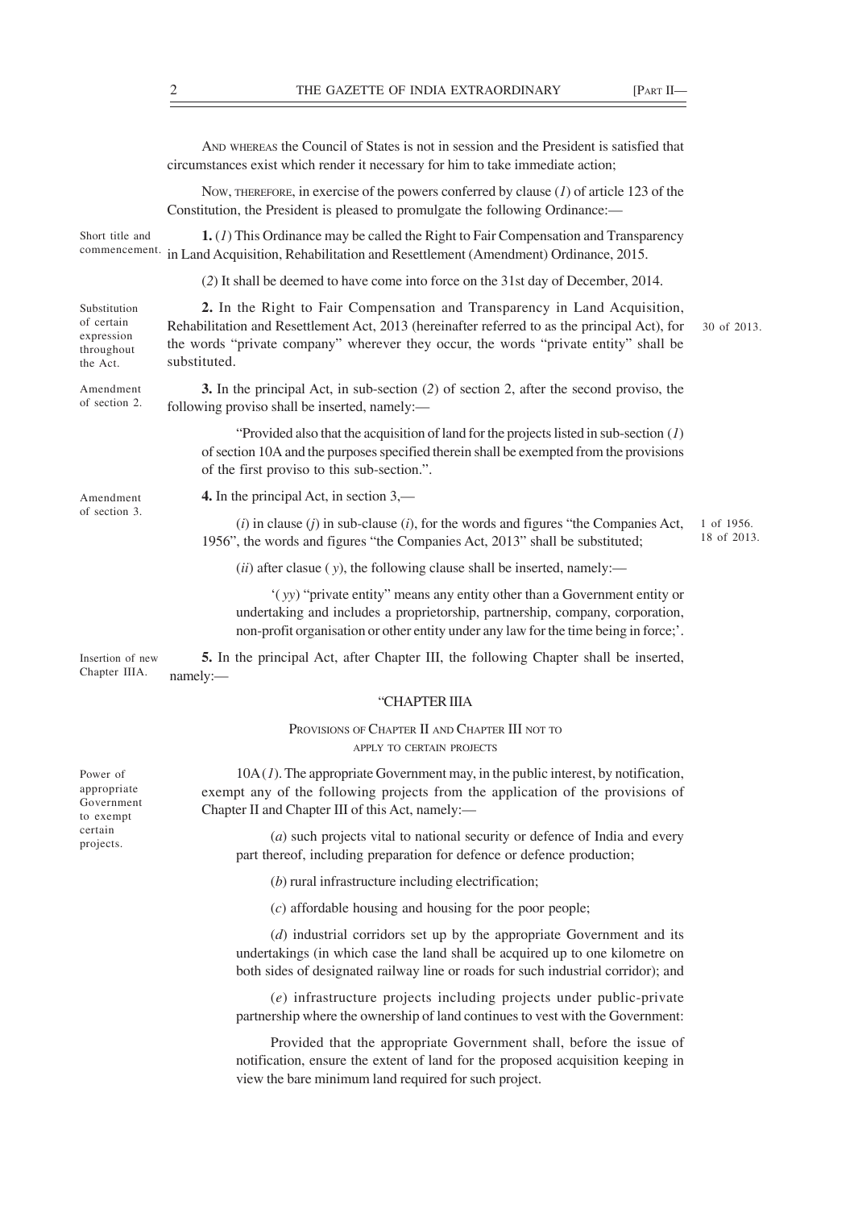AND WHEREAS the Council of States is not in session and the President is satisfied that circumstances exist which render it necessary for him to take immediate action;

NOW, THEREFORE, in exercise of the powers conferred by clause (*1*) of article 123 of the Constitution, the President is pleased to promulgate the following Ordinance:—

Short title and commencement.

**1.** (*1*) This Ordinance may be called the Right to Fair Compensation and Transparency in Land Acquisition, Rehabilitation and Resettlement (Amendment) Ordinance, 2015.

(*2*) It shall be deemed to have come into force on the 31st day of December, 2014.

Substitution of certain expression throughout the Act.

**2.** In the Right to Fair Compensation and Transparency in Land Acquisition, Rehabilitation and Resettlement Act, 2013 (hereinafter referred to as the principal Act), for the words "private company" wherever they occur, the words "private entity" shall be substituted.

30 of 2013.

Amendment of section 2.

**3.** In the principal Act, in sub-section (*2*) of section 2, after the second proviso, the following proviso shall be inserted, namely:—

"Provided also that the acquisition of land for the projects listed in sub-section (*1*) of section 10A and the purposes specified therein shall be exempted from the provisions of the first proviso to this sub-section.".

Amendment of section 3.

**4.** In the principal Act, in section 3,—

(*i*) in clause (*j*) in sub-clause (*i*), for the words and figures "the Companies Act, 1956", the words and figures "the Companies Act, 2013" shall be substituted;

1 of 1956.
18 of 2013.

(*ii*) after clasue ( *y*), the following clause shall be inserted, namely:—

'( *yy*) "private entity" means any entity other than a Government entity or undertaking and includes a proprietorship, partnership, company, corporation, non-profit organisation or other entity under any law for the time being in force;'.

Insertion of new Chapter IIIA.

**5.** In the principal Act, after Chapter III, the following Chapter shall be inserted, namely:—

"CHAPTER IIIA

PROVISIONS OF CHAPTER II AND CHAPTER III NOT TO APPLY TO CERTAIN PROJECTS

Power of appropriate Government to exempt certain projects.

10A(*1*). The appropriate Government may, in the public interest, by notification, exempt any of the following projects from the application of the provisions of Chapter II and Chapter III of this Act, namely:—

(*a*) such projects vital to national security or defence of India and every part thereof, including preparation for defence or defence production;

(*b*) rural infrastructure including electrification;

(*c*) affordable housing and housing for the poor people;

(*d*) industrial corridors set up by the appropriate Government and its undertakings (in which case the land shall be acquired up to one kilometre on both sides of designated railway line or roads for such industrial corridor); and

(*e*) infrastructure projects including projects under public-private partnership where the ownership of land continues to vest with the Government:

Provided that the appropriate Government shall, before the issue of notification, ensure the extent of land for the proposed acquisition keeping in view the bare minimum land required for such project.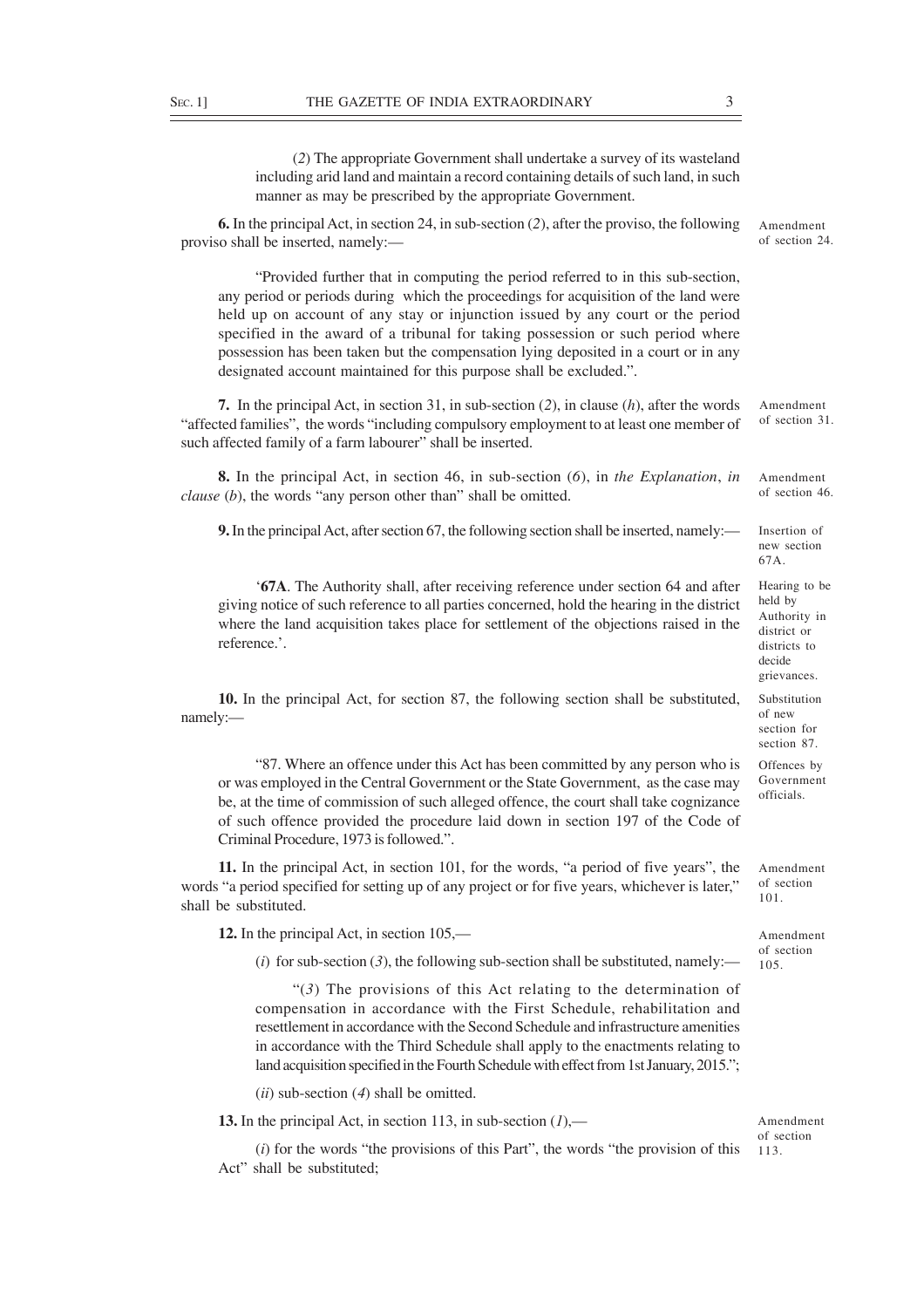(2) The appropriate Government shall undertake a survey of its wasteland including arid land and maintain a record containing details of such land, in such manner as may be prescribed by the appropriate Government.

Amendment of section 24.

**6.** In the principal Act, in section 24, in sub-section (2), after the proviso, the following proviso shall be inserted, namely:—

"Provided further that in computing the period referred to in this sub-section, any period or periods during which the proceedings for acquisition of the land were held up on account of any stay or injunction issued by any court or the period specified in the award of a tribunal for taking possession or such period where possession has been taken but the compensation lying deposited in a court or in any designated account maintained for this purpose shall be excluded.".

Amendment of section 31.

**7.** In the principal Act, in section 31, in sub-section (2), in clause (*h*), after the words "affected families", the words "including compulsory employment to at least one member of such affected family of a farm labourer" shall be inserted.

Amendment of section 46.

**8.** In the principal Act, in section 46, in sub-section (6), in *the Explanation*, *in clause* (*b*), the words "any person other than" shall be omitted.

Insertion of new section 67A.

**9.** In the principal Act, after section 67, the following section shall be inserted, namely:—

Hearing to be held by Authority in district or districts to decide grievances.

'**67A**. The Authority shall, after receiving reference under section 64 and after giving notice of such reference to all parties concerned, hold the hearing in the district where the land acquisition takes place for settlement of the objections raised in the reference.'.

Substitution of new section for section 87.

**10.** In the principal Act, for section 87, the following section shall be substituted, namely:—

Offences by Government officials.

"87. Where an offence under this Act has been committed by any person who is or was employed in the Central Government or the State Government, as the case may be, at the time of commission of such alleged offence, the court shall take cognizance of such offence provided the procedure laid down in section 197 of the Code of Criminal Procedure, 1973 is followed.".

Amendment of section 101.

**11.** In the principal Act, in section 101, for the words, "a period of five years", the words "a period specified for setting up of any project or for five years, whichever is later," shall be substituted.

Amendment of section 105.

**12.** In the principal Act, in section 105,—

(*i*) for sub-section (3), the following sub-section shall be substituted, namely:—

"(3) The provisions of this Act relating to the determination of compensation in accordance with the First Schedule, rehabilitation and resettlement in accordance with the Second Schedule and infrastructure amenities in accordance with the Third Schedule shall apply to the enactments relating to land acquisition specified in the Fourth Schedule with effect from 1st January, 2015.";

(*ii*) sub-section (4) shall be omitted.

Amendment of section 113.

**13.** In the principal Act, in section 113, in sub-section (1),—

(*i*) for the words "the provisions of this Part", the words "the provision of this Act" shall be substituted;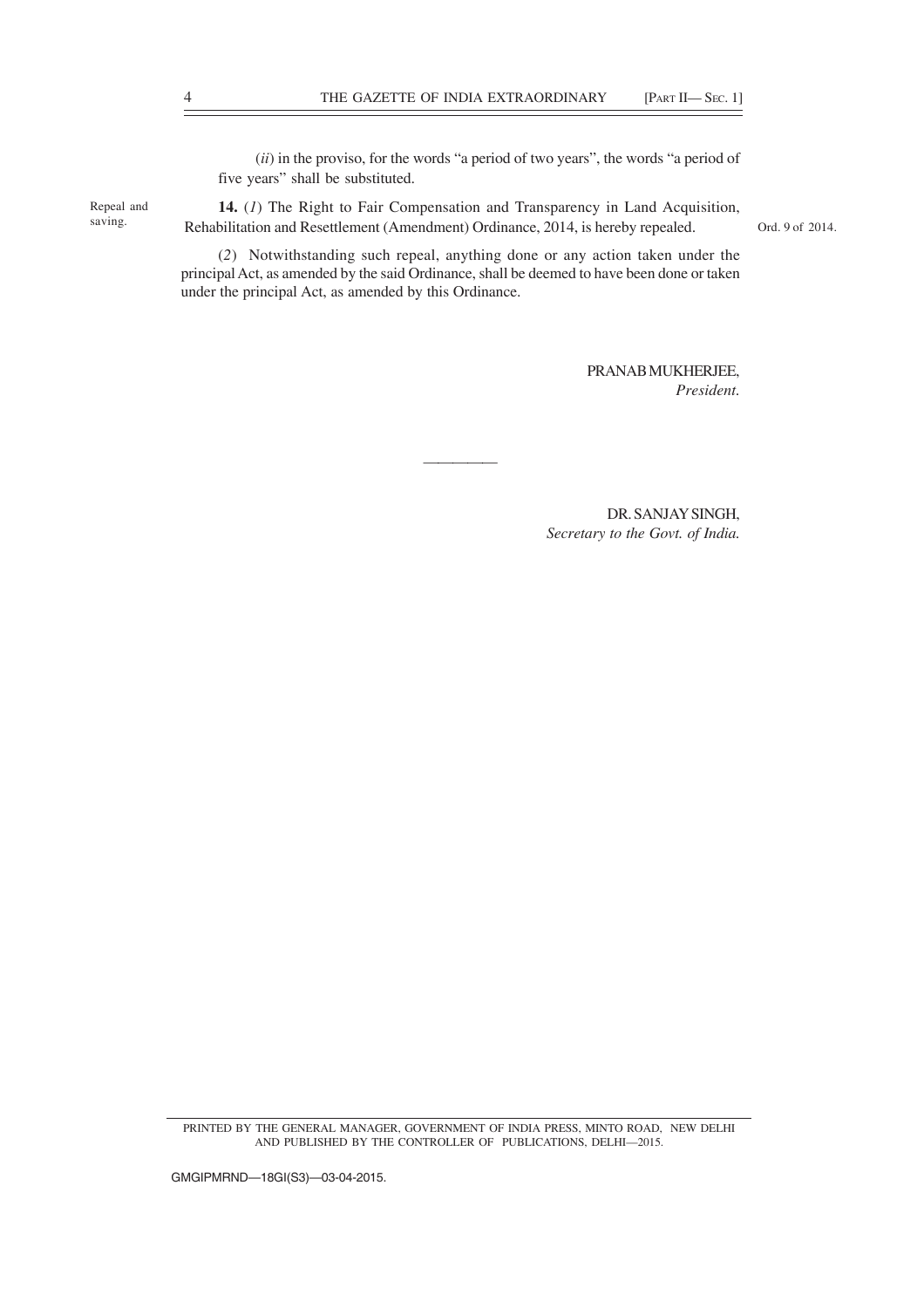(*ii*) in the proviso, for the words "a period of two years", the words "a period of five years" shall be substituted.

Repeal and saving.

**14.** (*1*) The Right to Fair Compensation and Transparency in Land Acquisition, Rehabilitation and Resettlement (Amendment) Ordinance, 2014, is hereby repealed.

Ord. 9 of 2014.

(*2*) Notwithstanding such repeal, anything done or any action taken under the principal Act, as amended by the said Ordinance, shall be deemed to have been done or taken under the principal Act, as amended by this Ordinance.

PRANAB MUKHERJEE,
*President.*

---

DR. SANJAY SINGH,
*Secretary to the Govt. of India.*

---

PRINTED BY THE GENERAL MANAGER, GOVERNMENT OF INDIA PRESS, MINTO ROAD, NEW DELHI AND PUBLISHED BY THE CONTROLLER OF PUBLICATIONS, DELHI—2015.

GMGIPMRND—18GI(S3)—03-04-2015.